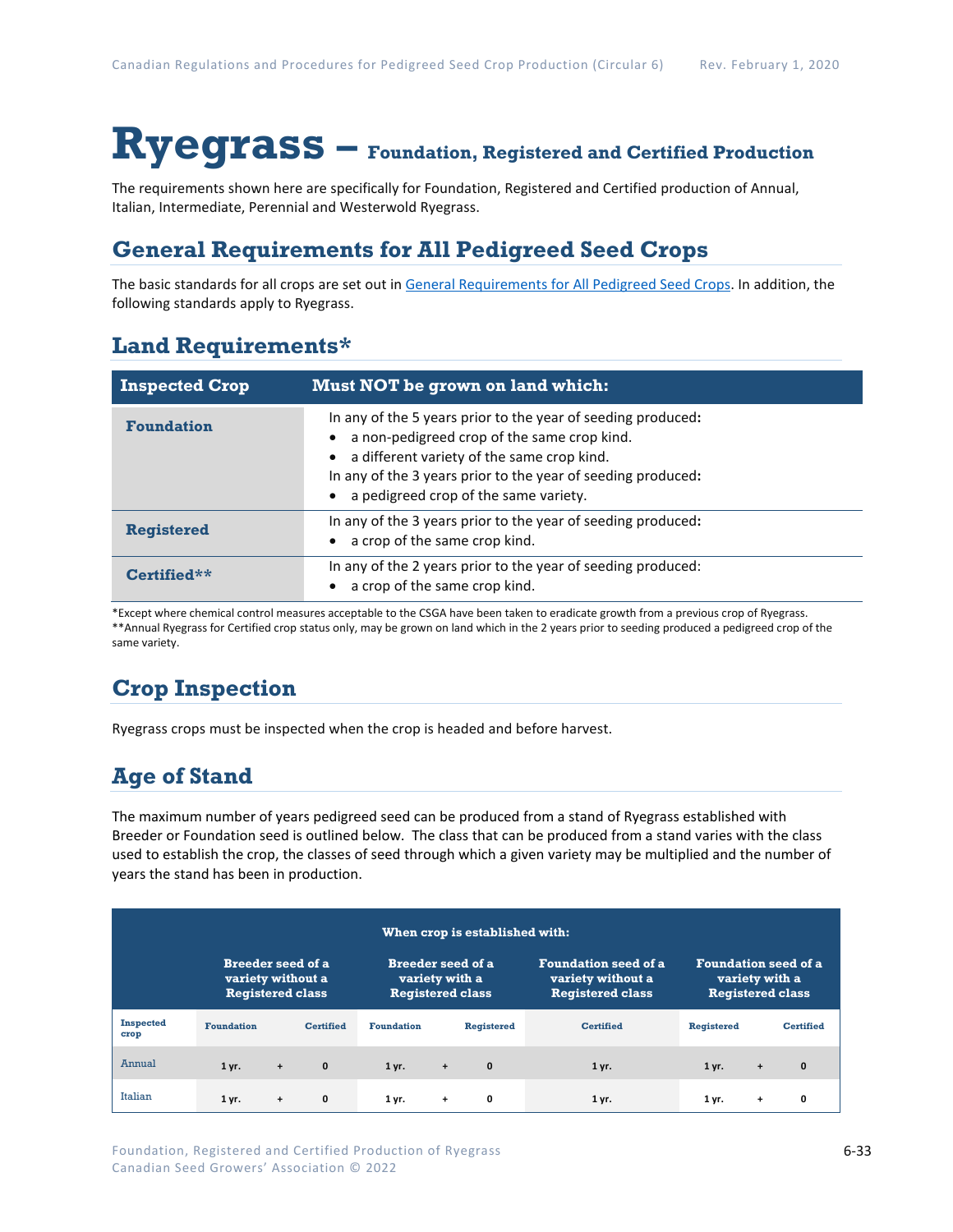# Ryegrass – Foundation, Registered and Certified Production

The requirements shown here are specifically for Foundation, Registered and Certified production of Annual, Italian, Intermediate, Perennial and Westerwold Ryegrass.

## General Requirements for All Pedigreed Seed Crops

The basic standards for all crops are set out in General Requirements for All Pedigreed Seed Crops. In addition, the following standards apply to Ryegrass.

## Land Requirements*

| Inspected Crop | Must NOT be grown on land which: |
|---|---|
| **Foundation** | In any of the 5 years prior to the year of seeding produced: <br>• a non-pedigreed crop of the same crop kind. <br>• a different variety of the same crop kind. <br>In any of the 3 years prior to the year of seeding produced: <br>• a pedigreed crop of the same variety. |
| **Registered** | In any of the 3 years prior to the year of seeding produced: <br>• a crop of the same crop kind. |
| **Certified**** | In any of the 2 years prior to the year of seeding produced: <br>• a crop of the same crop kind. |

*Except where chemical control measures acceptable to the CSGA have been taken to eradicate growth from a previous crop of Ryegrass.
**Annual Ryegrass for Certified crop status only, may be grown on land which in the 2 years prior to seeding produced a pedigreed crop of the same variety.

## Crop Inspection

Ryegrass crops must be inspected when the crop is headed and before harvest.

## Age of Stand

The maximum number of years pedigreed seed can be produced from a stand of Ryegrass established with Breeder or Foundation seed is outlined below. The class that can be produced from a stand varies with the class used to establish the crop, the classes of seed through which a given variety may be multiplied and the number of years the stand has been in production.

| | When crop is established with: | | | | | | | | | |
|---|---|---|---|---|---|---|---|---|---|---|
| | Breeder seed of a variety without a Registered class | | | Breeder seed of a variety with a Registered class | | | Foundation seed of a variety without a Registered class | Foundation seed of a variety with a Registered class | | |
| Inspected crop | Foundation | | Certified | Foundation | | Registered | Certified | Registered | | Certified |
| Annual | 1 yr. | + | 0 | 1 yr. | + | 0 | 1 yr. | 1 yr. | + | 0 |
| Italian | 1 yr. | + | 0 | 1 yr. | + | 0 | 1 yr. | 1 yr. | + | 0 |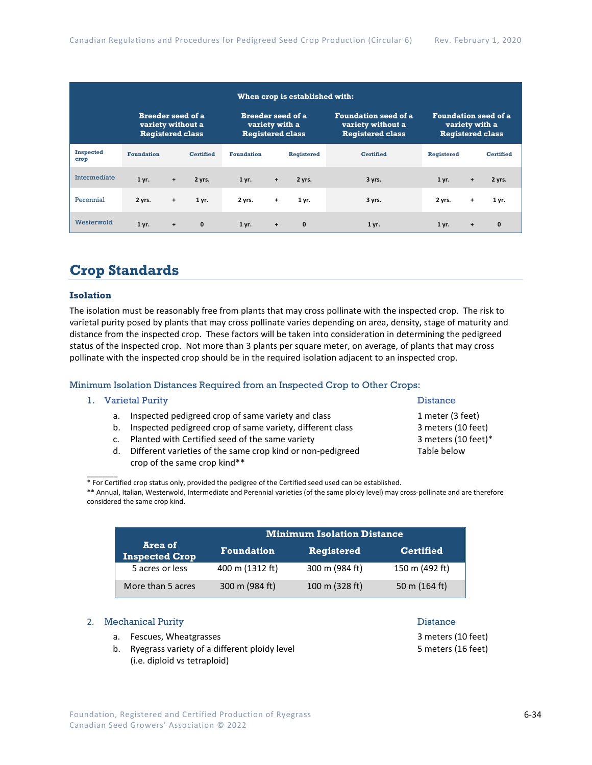| | When crop is established with: | | | | | | | |
|---|---|---|---|---|---|---|---|---|
| | Breeder seed of a variety without a Registered class | | Breeder seed of a variety with a Registered class | | Foundation seed of a variety without a Registered class | Foundation seed of a variety with a Registered class | | |
| Inspected crop | Foundation | Certified | Foundation | Registered | Certified | Registered | Certified | |
| Intermediate | 1 yr. + | 2 yrs. | 1 yr. + | 2 yrs. | 3 yrs. | 1 yr. + | 2 yrs. | |
| Perennial | 2 yrs. + | 1 yr. | 2 yrs. + | 1 yr. | 3 yrs. | 2 yrs. + | 1 yr. | |
| Westerwold | 1 yr. + | 0 | 1 yr. + | 0 | 1 yr. | 1 yr. + | 0 | |

## Crop Standards

### Isolation

The isolation must be reasonably free from plants that may cross pollinate with the inspected crop. The risk to varietal purity posed by plants that may cross pollinate varies depending on area, density, stage of maturity and distance from the inspected crop. These factors will be taken into consideration in determining the pedigreed status of the inspected crop. Not more than 3 plants per square meter, on average, of plants that may cross pollinate with the inspected crop should be in the required isolation adjacent to an inspected crop.

#### Minimum Isolation Distances Required from an Inspected Crop to Other Crops:

1. Varietal Purity — Distance
   a. Inspected pedigreed crop of same variety and class — 1 meter (3 feet)
   b. Inspected pedigreed crop of same variety, different class — 3 meters (10 feet)
   c. Planted with Certified seed of the same variety — 3 meters (10 feet)*
   d. Different varieties of the same crop kind or non-pedigreed crop of the same crop kind** — Table below

\* For Certified crop status only, provided the pedigree of the Certified seed used can be established.
\*\* Annual, Italian, Westerwold, Intermediate and Perennial varieties (of the same ploidy level) may cross-pollinate and are therefore considered the same crop kind.

| Area of Inspected Crop | Minimum Isolation Distance | | |
|---|---|---|---|
| | Foundation | Registered | Certified |
| 5 acres or less | 400 m (1312 ft) | 300 m (984 ft) | 150 m (492 ft) |
| More than 5 acres | 300 m (984 ft) | 100 m (328 ft) | 50 m (164 ft) |

2. Mechanical Purity — Distance
   a. Fescues, Wheatgrasses — 3 meters (10 feet)
   b. Ryegrass variety of a different ploidy level (i.e. diploid vs tetraploid) — 5 meters (16 feet)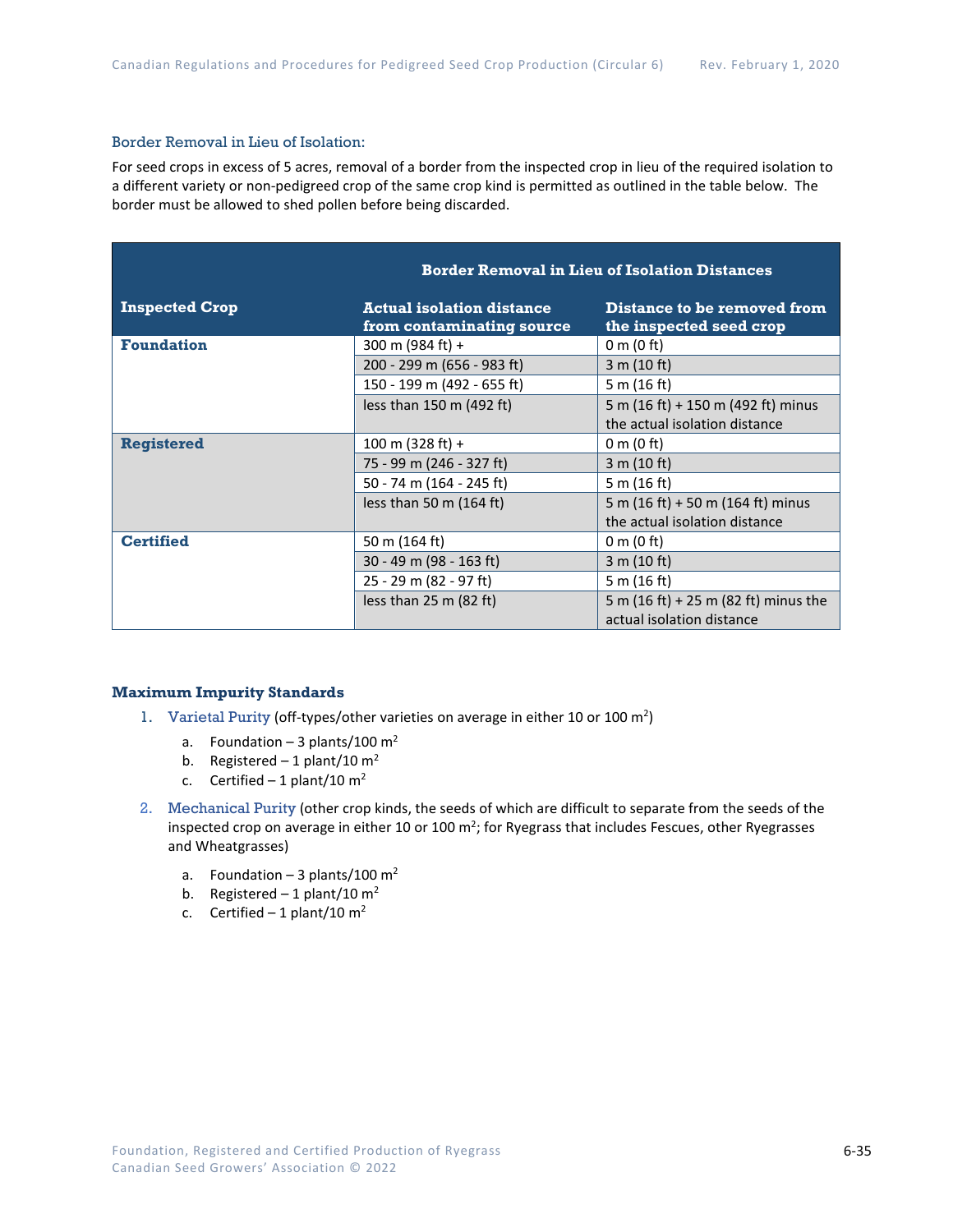### Border Removal in Lieu of Isolation:

For seed crops in excess of 5 acres, removal of a border from the inspected crop in lieu of the required isolation to a different variety or non-pedigreed crop of the same crop kind is permitted as outlined in the table below. The border must be allowed to shed pollen before being discarded.

| Inspected Crop | Border Removal in Lieu of Isolation Distances | |
|---|---|---|
| | **Actual isolation distance from contaminating source** | **Distance to be removed from the inspected seed crop** |
| **Foundation** | 300 m (984 ft) + | 0 m (0 ft) |
| | 200 - 299 m (656 - 983 ft) | 3 m (10 ft) |
| | 150 - 199 m (492 - 655 ft) | 5 m (16 ft) |
| | less than 150 m (492 ft) | 5 m (16 ft) + 150 m (492 ft) minus the actual isolation distance |
| **Registered** | 100 m (328 ft) + | 0 m (0 ft) |
| | 75 - 99 m (246 - 327 ft) | 3 m (10 ft) |
| | 50 - 74 m (164 - 245 ft) | 5 m (16 ft) |
| | less than 50 m (164 ft) | 5 m (16 ft) + 50 m (164 ft) minus the actual isolation distance |
| **Certified** | 50 m (164 ft) | 0 m (0 ft) |
| | 30 - 49 m (98 - 163 ft) | 3 m (10 ft) |
| | 25 - 29 m (82 - 97 ft) | 5 m (16 ft) |
| | less than 25 m (82 ft) | 5 m (16 ft) + 25 m (82 ft) minus the actual isolation distance |

### Maximum Impurity Standards

1. Varietal Purity (off-types/other varieties on average in either 10 or 100 $m^2$)
   a. Foundation – 3 plants/100 $m^2$
   b. Registered – 1 plant/10 $m^2$
   c. Certified – 1 plant/10 $m^2$

2. Mechanical Purity (other crop kinds, the seeds of which are difficult to separate from the seeds of the inspected crop on average in either 10 or 100 $m^2$; for Ryegrass that includes Fescues, other Ryegrasses and Wheatgrasses)
   a. Foundation – 3 plants/100 $m^2$
   b. Registered – 1 plant/10 $m^2$
   c. Certified – 1 plant/10 $m^2$